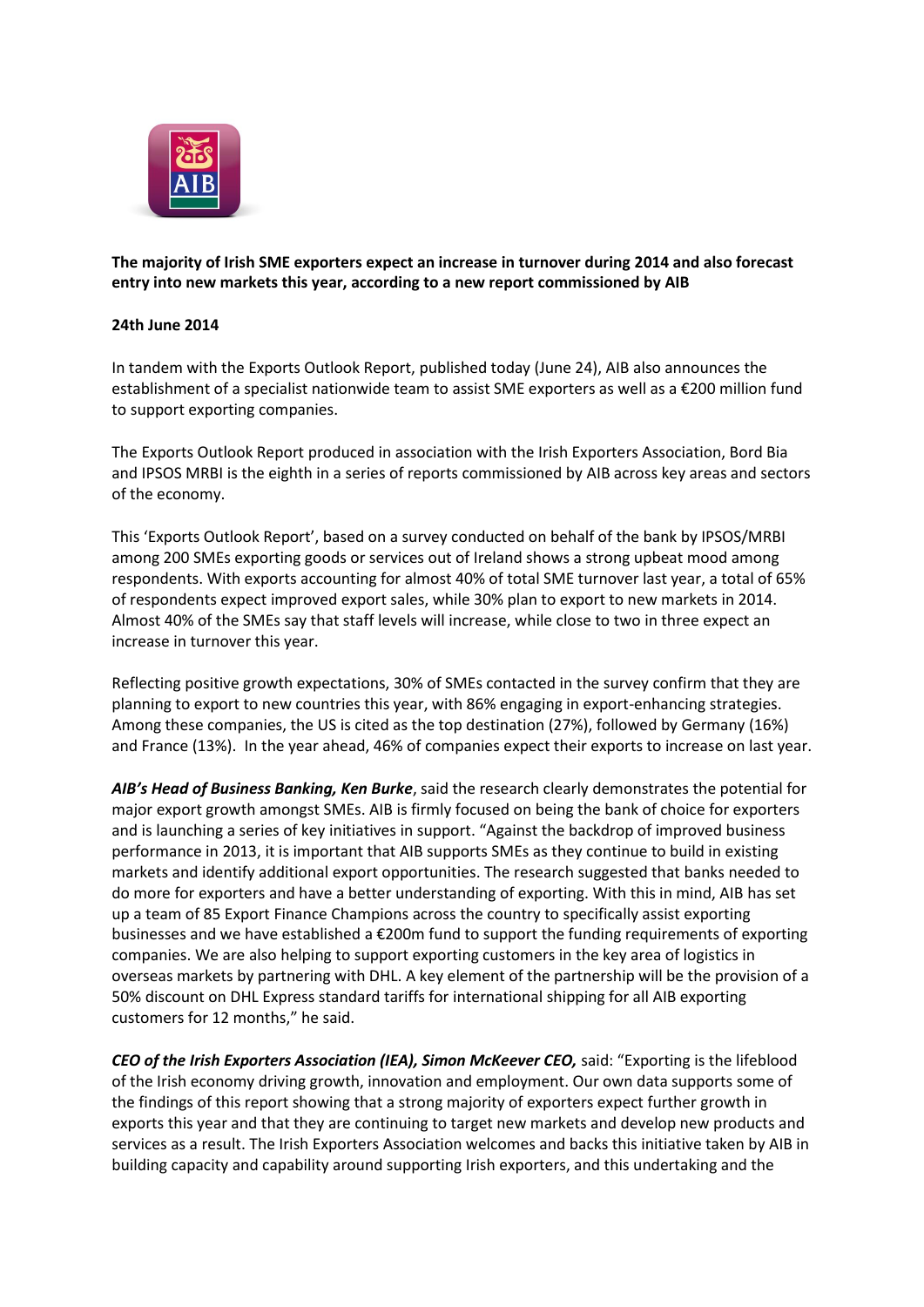**The majority of Irish SME exporters expect an increase in turnover during 2014 and also forecast entry into new markets this year, according to a new report commissioned by AIB**

**24th June 2014**

In tandem with the Exports Outlook Report, published today (June 24), AIB also announces the establishment of a specialist nationwide team to assist SME exporters as well as a €200 million fund to support exporting companies.

The Exports Outlook Report produced in association with the Irish Exporters Association, Bord Bia and IPSOS MRBI is the eighth in a series of reports commissioned by AIB across key areas and sectors of the economy.

This 'Exports Outlook Report', based on a survey conducted on behalf of the bank by IPSOS/MRBI among 200 SMEs exporting goods or services out of Ireland shows a strong upbeat mood among respondents. With exports accounting for almost 40% of total SME turnover last year, a total of 65% of respondents expect improved export sales, while 30% plan to export to new markets in 2014. Almost 40% of the SMEs say that staff levels will increase, while close to two in three expect an increase in turnover this year.

Reflecting positive growth expectations, 30% of SMEs contacted in the survey confirm that they are planning to export to new countries this year, with 86% engaging in export-enhancing strategies. Among these companies, the US is cited as the top destination (27%), followed by Germany (16%) and France (13%). In the year ahead, 46% of companies expect their exports to increase on last year.

***AIB's Head of Business Banking, Ken Burke***, said the research clearly demonstrates the potential for major export growth amongst SMEs. AIB is firmly focused on being the bank of choice for exporters and is launching a series of key initiatives in support. "Against the backdrop of improved business performance in 2013, it is important that AIB supports SMEs as they continue to build in existing markets and identify additional export opportunities. The research suggested that banks needed to do more for exporters and have a better understanding of exporting. With this in mind, AIB has set up a team of 85 Export Finance Champions across the country to specifically assist exporting businesses and we have established a €200m fund to support the funding requirements of exporting companies. We are also helping to support exporting customers in the key area of logistics in overseas markets by partnering with DHL. A key element of the partnership will be the provision of a 50% discount on DHL Express standard tariffs for international shipping for all AIB exporting customers for 12 months," he said.

***CEO of the Irish Exporters Association (IEA), Simon McKeever CEO,*** said: "Exporting is the lifeblood of the Irish economy driving growth, innovation and employment. Our own data supports some of the findings of this report showing that a strong majority of exporters expect further growth in exports this year and that they are continuing to target new markets and develop new products and services as a result. The Irish Exporters Association welcomes and backs this initiative taken by AIB in building capacity and capability around supporting Irish exporters, and this undertaking and the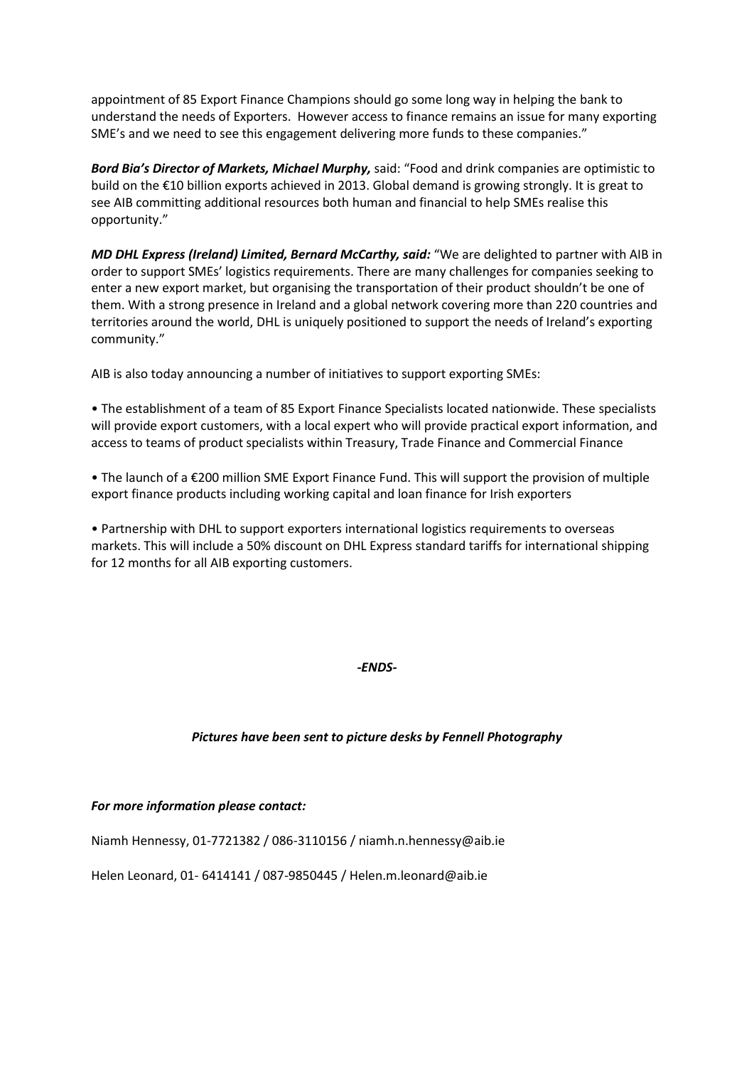appointment of 85 Export Finance Champions should go some long way in helping the bank to understand the needs of Exporters. However access to finance remains an issue for many exporting SME's and we need to see this engagement delivering more funds to these companies."

***Bord Bia's Director of Markets, Michael Murphy,*** said: "Food and drink companies are optimistic to build on the €10 billion exports achieved in 2013. Global demand is growing strongly. It is great to see AIB committing additional resources both human and financial to help SMEs realise this opportunity."

***MD DHL Express (Ireland) Limited, Bernard McCarthy, said:*** "We are delighted to partner with AIB in order to support SMEs' logistics requirements. There are many challenges for companies seeking to enter a new export market, but organising the transportation of their product shouldn't be one of them. With a strong presence in Ireland and a global network covering more than 220 countries and territories around the world, DHL is uniquely positioned to support the needs of Ireland's exporting community."

AIB is also today announcing a number of initiatives to support exporting SMEs:

• The establishment of a team of 85 Export Finance Specialists located nationwide. These specialists will provide export customers, with a local expert who will provide practical export information, and access to teams of product specialists within Treasury, Trade Finance and Commercial Finance

• The launch of a €200 million SME Export Finance Fund. This will support the provision of multiple export finance products including working capital and loan finance for Irish exporters

• Partnership with DHL to support exporters international logistics requirements to overseas markets. This will include a 50% discount on DHL Express standard tariffs for international shipping for 12 months for all AIB exporting customers.

***-ENDS-***

***Pictures have been sent to picture desks by Fennell Photography***

***For more information please contact:***

Niamh Hennessy, 01-7721382 / 086-3110156 / niamh.n.hennessy@aib.ie

Helen Leonard, 01- 6414141 / 087-9850445 / Helen.m.leonard@aib.ie